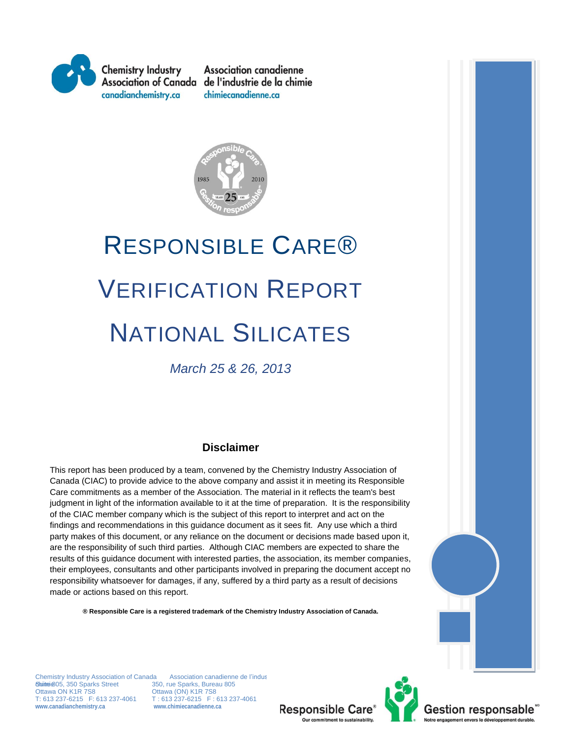Chemistry Industry Association of Canada
canadianchemistry.ca

Association canadienne de l'industrie de la chimie
chimiecanadienne.ca

# RESPONSIBLE CARE®

# VERIFICATION REPORT

# NATIONAL SILICATES

*March 25 & 26, 2013*

## Disclaimer

This report has been produced by a team, convened by the Chemistry Industry Association of Canada (CIAC) to provide advice to the above company and assist it in meeting its Responsible Care commitments as a member of the Association. The material in it reflects the team's best judgment in light of the information available to it at the time of preparation. It is the responsibility of the CIAC member company which is the subject of this report to interpret and act on the findings and recommendations in this guidance document as it sees fit. Any use which a third party makes of this document, or any reliance on the document or decisions made based upon it, are the responsibility of such third parties. Although CIAC members are expected to share the results of this guidance document with interested parties, the association, its member companies, their employees, consultants and other participants involved in preparing the document accept no responsibility whatsoever for damages, if any, suffered by a third party as a result of decisions made or actions based on this report.

**® Responsible Care is a registered trademark of the Chemistry Industry Association of Canada.**

Chemistry Industry Association of Canada
Suite 805, 350 Sparks Street
Ottawa ON K1R 7S8
T: 613 237-6215 F: 613 237-4061
**www.canadianchemistry.ca**

Association canadienne de l'indus
350, rue Sparks, Bureau 805
Ottawa (ON) K1R 7S8
T : 613 237-6215 F : 613 237-4061
**www.chimiecanadienne.ca**

Responsible Care® Our commitment to sustainability.
Gestion responsable MD Notre engagement envers le développement durable.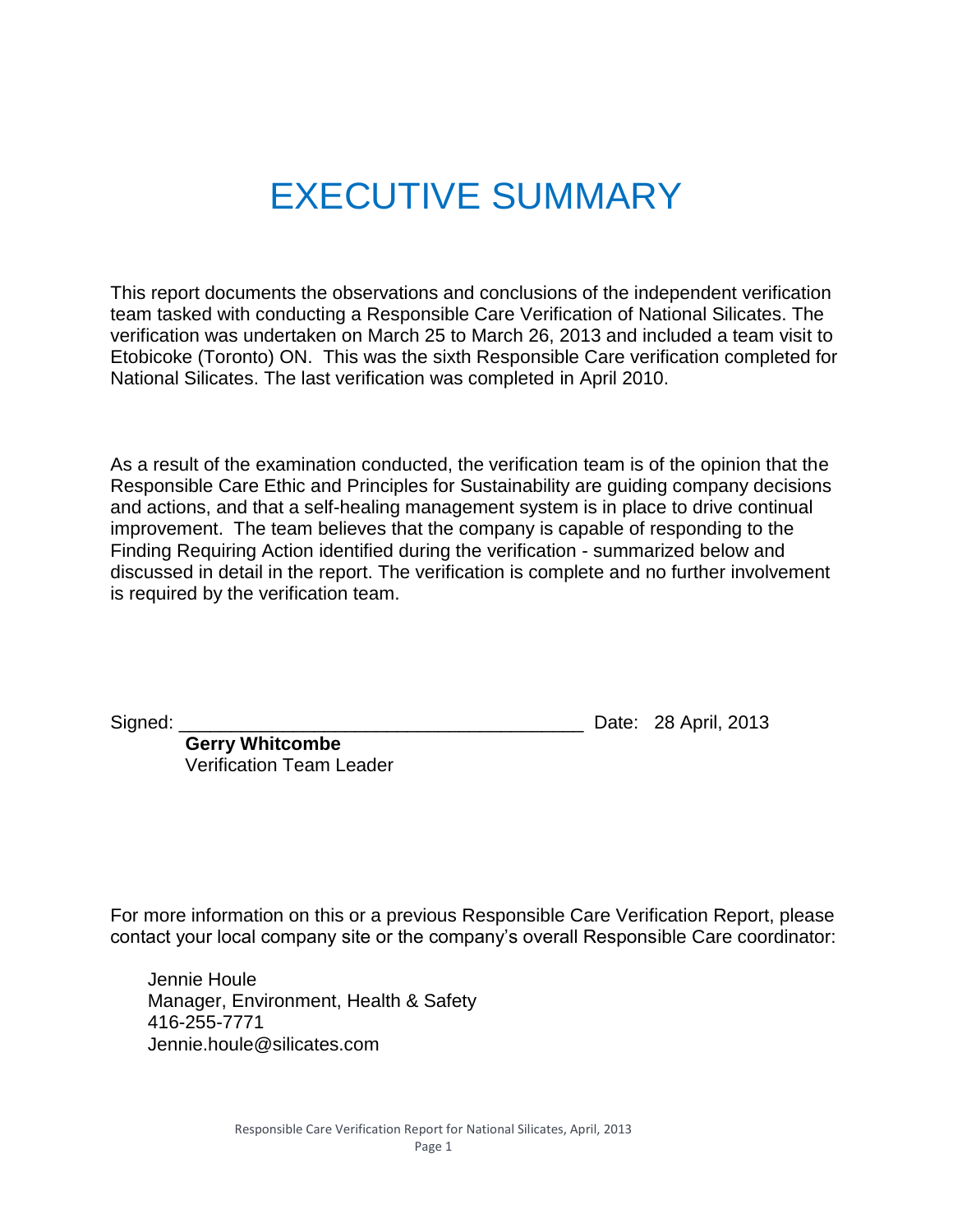# EXECUTIVE SUMMARY

This report documents the observations and conclusions of the independent verification team tasked with conducting a Responsible Care Verification of National Silicates. The verification was undertaken on March 25 to March 26, 2013 and included a team visit to Etobicoke (Toronto) ON. This was the sixth Responsible Care verification completed for National Silicates. The last verification was completed in April 2010.

As a result of the examination conducted, the verification team is of the opinion that the Responsible Care Ethic and Principles for Sustainability are guiding company decisions and actions, and that a self-healing management system is in place to drive continual improvement. The team believes that the company is capable of responding to the Finding Requiring Action identified during the verification - summarized below and discussed in detail in the report. The verification is complete and no further involvement is required by the verification team.

Signed: \_\_\_\_\_\_\_\_\_\_\_\_\_\_\_\_\_\_\_\_\_\_\_\_\_\_\_\_\_\_\_\_\_\_\_\_\_\_ Date: 28 April, 2013

**Gerry Whitcombe**
Verification Team Leader

For more information on this or a previous Responsible Care Verification Report, please contact your local company site or the company's overall Responsible Care coordinator:

Jennie Houle
Manager, Environment, Health & Safety
416-255-7771
Jennie.houle@silicates.com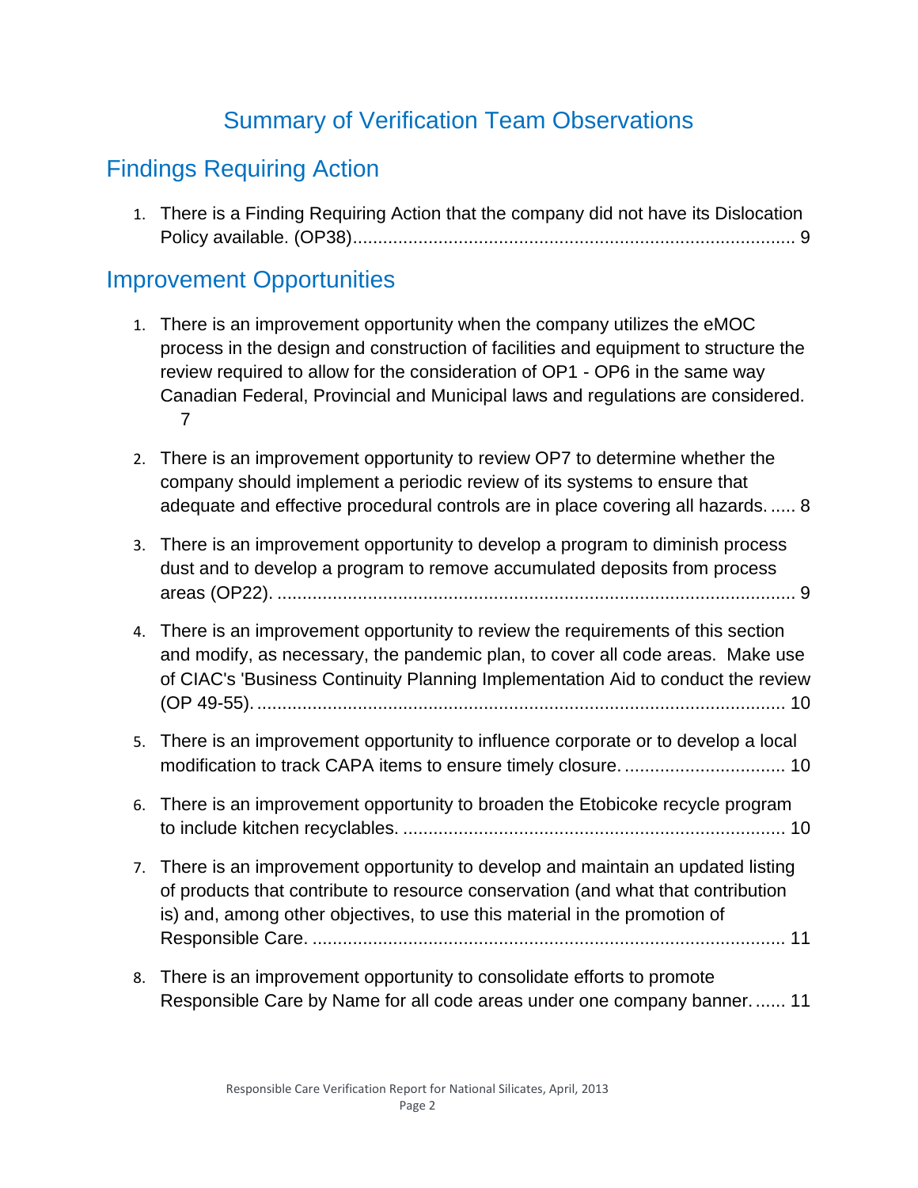# Summary of Verification Team Observations

## Findings Requiring Action

1. There is a Finding Requiring Action that the company did not have its Dislocation Policy available. (OP38)........................................................................................ 9

## Improvement Opportunities

1. There is an improvement opportunity when the company utilizes the eMOC process in the design and construction of facilities and equipment to structure the review required to allow for the consideration of OP1 - OP6 in the same way Canadian Federal, Provincial and Municipal laws and regulations are considered. 7

2. There is an improvement opportunity to review OP7 to determine whether the company should implement a periodic review of its systems to ensure that adequate and effective procedural controls are in place covering all hazards. ..... 8

3. There is an improvement opportunity to develop a program to diminish process dust and to develop a program to remove accumulated deposits from process areas (OP22). ....................................................................................................... 9

4. There is an improvement opportunity to review the requirements of this section and modify, as necessary, the pandemic plan, to cover all code areas. Make use of CIAC's 'Business Continuity Planning Implementation Aid to conduct the review (OP 49-55). ......................................................................................................... 10

5. There is an improvement opportunity to influence corporate or to develop a local modification to track CAPA items to ensure timely closure. ................................ 10

6. There is an improvement opportunity to broaden the Etobicoke recycle program to include kitchen recyclables. ........................................................................... 10

7. There is an improvement opportunity to develop and maintain an updated listing of products that contribute to resource conservation (and what that contribution is) and, among other objectives, to use this material in the promotion of Responsible Care. ............................................................................................. 11

8. There is an improvement opportunity to consolidate efforts to promote Responsible Care by Name for all code areas under one company banner. ...... 11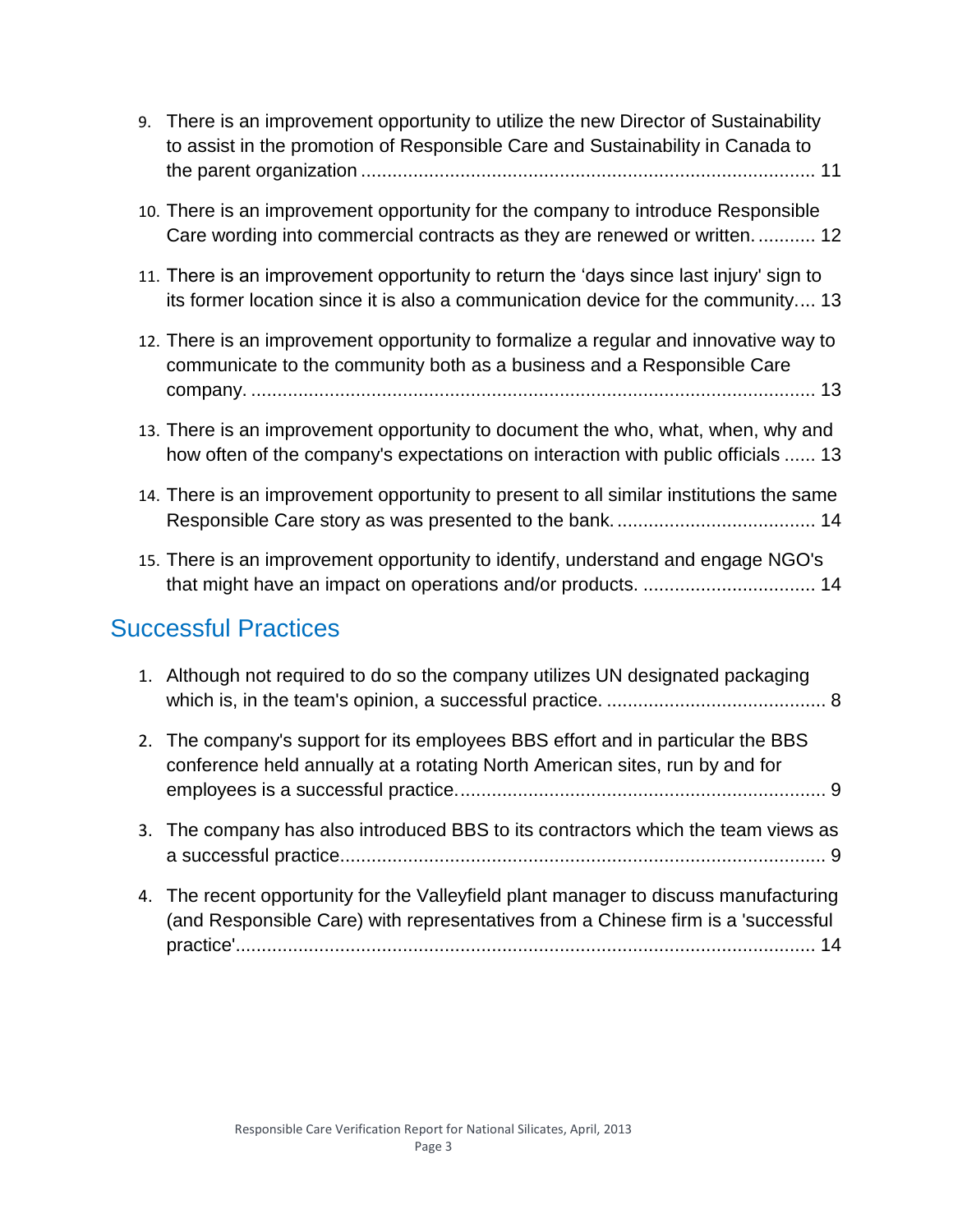9. There is an improvement opportunity to utilize the new Director of Sustainability to assist in the promotion of Responsible Care and Sustainability in Canada to the parent organization ........................................................................................ 11

10. There is an improvement opportunity for the company to introduce Responsible Care wording into commercial contracts as they are renewed or written. ........... 12

11. There is an improvement opportunity to return the 'days since last injury' sign to its former location since it is also a communication device for the community.... 13

12. There is an improvement opportunity to formalize a regular and innovative way to communicate to the community both as a business and a Responsible Care company. ........................................................................................................... 13

13. There is an improvement opportunity to document the who, what, when, why and how often of the company's expectations on interaction with public officials ...... 13

14. There is an improvement opportunity to present to all similar institutions the same Responsible Care story as was presented to the bank. ...................................... 14

15. There is an improvement opportunity to identify, understand and engage NGO's that might have an impact on operations and/or products. ................................. 14

## Successful Practices

1. Although not required to do so the company utilizes UN designated packaging which is, in the team's opinion, a successful practice. .......................................... 8

2. The company's support for its employees BBS effort and in particular the BBS conference held annually at a rotating North American sites, run by and for employees is a successful practice....................................................................... 9

3. The company has also introduced BBS to its contractors which the team views as a successful practice............................................................................................. 9

4. The recent opportunity for the Valleyfield plant manager to discuss manufacturing (and Responsible Care) with representatives from a Chinese firm is a 'successful practice'............................................................................................................. 14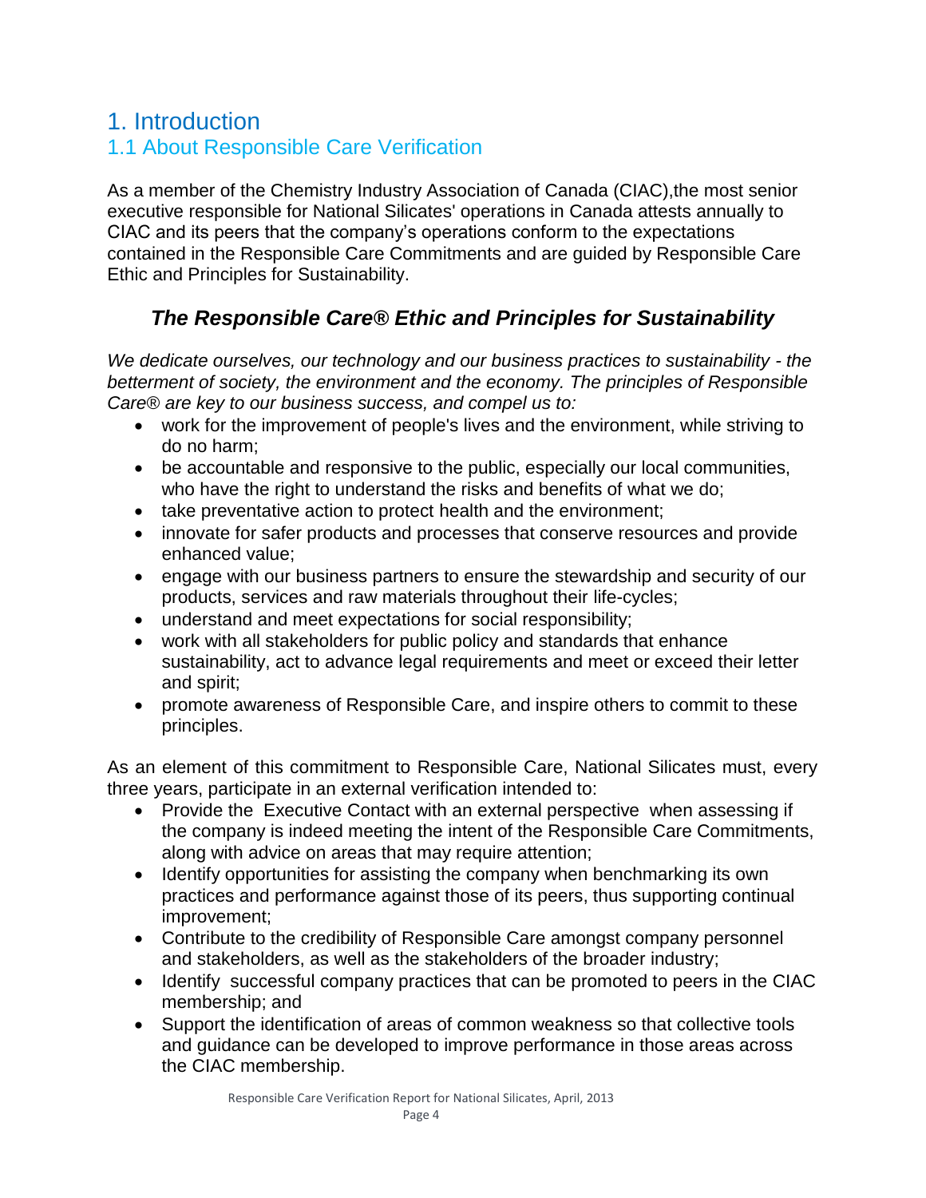# 1. Introduction

## 1.1 About Responsible Care Verification

As a member of the Chemistry Industry Association of Canada (CIAC),the most senior executive responsible for National Silicates' operations in Canada attests annually to CIAC and its peers that the company's operations conform to the expectations contained in the Responsible Care Commitments and are guided by Responsible Care Ethic and Principles for Sustainability.

### *The Responsible Care® Ethic and Principles for Sustainability*

*We dedicate ourselves, our technology and our business practices to sustainability - the betterment of society, the environment and the economy. The principles of Responsible Care® are key to our business success, and compel us to:*

- work for the improvement of people's lives and the environment, while striving to do no harm;
- be accountable and responsive to the public, especially our local communities, who have the right to understand the risks and benefits of what we do;
- take preventative action to protect health and the environment;
- innovate for safer products and processes that conserve resources and provide enhanced value;
- engage with our business partners to ensure the stewardship and security of our products, services and raw materials throughout their life-cycles;
- understand and meet expectations for social responsibility;
- work with all stakeholders for public policy and standards that enhance sustainability, act to advance legal requirements and meet or exceed their letter and spirit;
- promote awareness of Responsible Care, and inspire others to commit to these principles.

As an element of this commitment to Responsible Care, National Silicates must, every three years, participate in an external verification intended to:

- Provide the Executive Contact with an external perspective when assessing if the company is indeed meeting the intent of the Responsible Care Commitments, along with advice on areas that may require attention;
- Identify opportunities for assisting the company when benchmarking its own practices and performance against those of its peers, thus supporting continual improvement;
- Contribute to the credibility of Responsible Care amongst company personnel and stakeholders, as well as the stakeholders of the broader industry;
- Identify successful company practices that can be promoted to peers in the CIAC membership; and
- Support the identification of areas of common weakness so that collective tools and guidance can be developed to improve performance in those areas across the CIAC membership.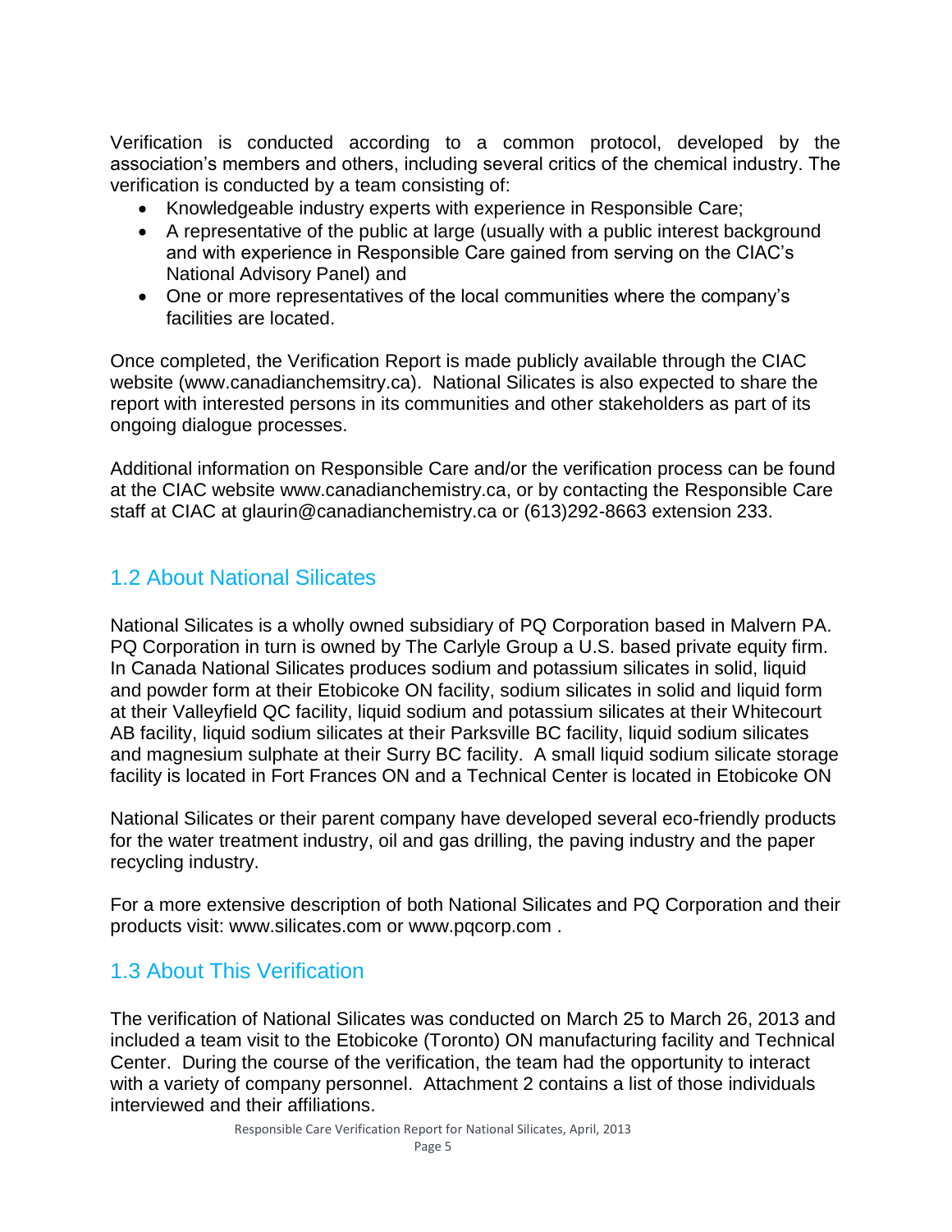Verification is conducted according to a common protocol, developed by the association's members and others, including several critics of the chemical industry. The verification is conducted by a team consisting of:

- Knowledgeable industry experts with experience in Responsible Care;
- A representative of the public at large (usually with a public interest background and with experience in Responsible Care gained from serving on the CIAC's National Advisory Panel) and
- One or more representatives of the local communities where the company's facilities are located.

Once completed, the Verification Report is made publicly available through the CIAC website (www.canadianchemsitry.ca). National Silicates is also expected to share the report with interested persons in its communities and other stakeholders as part of its ongoing dialogue processes.

Additional information on Responsible Care and/or the verification process can be found at the CIAC website www.canadianchemistry.ca, or by contacting the Responsible Care staff at CIAC at glaurin@canadianchemistry.ca or (613)292-8663 extension 233.

## 1.2 About National Silicates

National Silicates is a wholly owned subsidiary of PQ Corporation based in Malvern PA. PQ Corporation in turn is owned by The Carlyle Group a U.S. based private equity firm. In Canada National Silicates produces sodium and potassium silicates in solid, liquid and powder form at their Etobicoke ON facility, sodium silicates in solid and liquid form at their Valleyfield QC facility, liquid sodium and potassium silicates at their Whitecourt AB facility, liquid sodium silicates at their Parksville BC facility, liquid sodium silicates and magnesium sulphate at their Surry BC facility. A small liquid sodium silicate storage facility is located in Fort Frances ON and a Technical Center is located in Etobicoke ON

National Silicates or their parent company have developed several eco-friendly products for the water treatment industry, oil and gas drilling, the paving industry and the paper recycling industry.

For a more extensive description of both National Silicates and PQ Corporation and their products visit: www.silicates.com or www.pqcorp.com .

## 1.3 About This Verification

The verification of National Silicates was conducted on March 25 to March 26, 2013 and included a team visit to the Etobicoke (Toronto) ON manufacturing facility and Technical Center. During the course of the verification, the team had the opportunity to interact with a variety of company personnel. Attachment 2 contains a list of those individuals interviewed and their affiliations.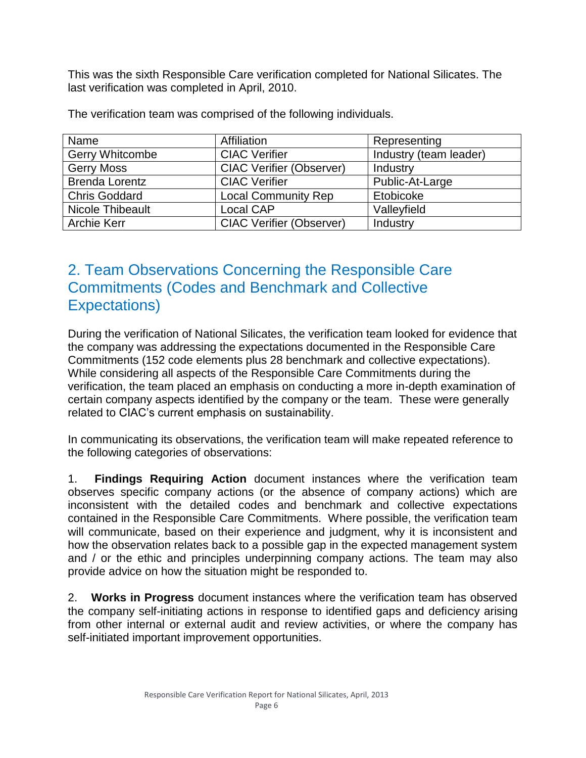This was the sixth Responsible Care verification completed for National Silicates. The last verification was completed in April, 2010.

The verification team was comprised of the following individuals.

| Name | Affiliation | Representing |
|---|---|---|
| Gerry Whitcombe | CIAC Verifier | Industry (team leader) |
| Gerry Moss | CIAC Verifier (Observer) | Industry |
| Brenda Lorentz | CIAC Verifier | Public-At-Large |
| Chris Goddard | Local Community Rep | Etobicoke |
| Nicole Thibeault | Local CAP | Valleyfield |
| Archie Kerr | CIAC Verifier (Observer) | Industry |

## 2. Team Observations Concerning the Responsible Care Commitments (Codes and Benchmark and Collective Expectations)

During the verification of National Silicates, the verification team looked for evidence that the company was addressing the expectations documented in the Responsible Care Commitments (152 code elements plus 28 benchmark and collective expectations). While considering all aspects of the Responsible Care Commitments during the verification, the team placed an emphasis on conducting a more in-depth examination of certain company aspects identified by the company or the team. These were generally related to CIAC's current emphasis on sustainability.

In communicating its observations, the verification team will make repeated reference to the following categories of observations:

1. **Findings Requiring Action** document instances where the verification team observes specific company actions (or the absence of company actions) which are inconsistent with the detailed codes and benchmark and collective expectations contained in the Responsible Care Commitments. Where possible, the verification team will communicate, based on their experience and judgment, why it is inconsistent and how the observation relates back to a possible gap in the expected management system and / or the ethic and principles underpinning company actions. The team may also provide advice on how the situation might be responded to.

2. **Works in Progress** document instances where the verification team has observed the company self-initiating actions in response to identified gaps and deficiency arising from other internal or external audit and review activities, or where the company has self-initiated important improvement opportunities.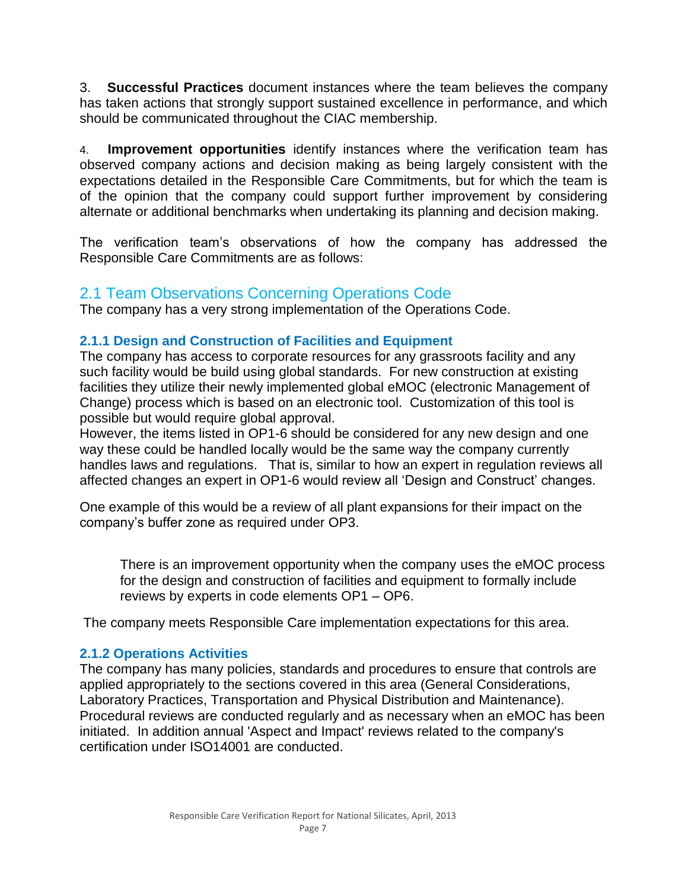3. **Successful Practices** document instances where the team believes the company has taken actions that strongly support sustained excellence in performance, and which should be communicated throughout the CIAC membership.

4. **Improvement opportunities** identify instances where the verification team has observed company actions and decision making as being largely consistent with the expectations detailed in the Responsible Care Commitments, but for which the team is of the opinion that the company could support further improvement by considering alternate or additional benchmarks when undertaking its planning and decision making.

The verification team's observations of how the company has addressed the Responsible Care Commitments are as follows:

## 2.1 Team Observations Concerning Operations Code

The company has a very strong implementation of the Operations Code.

### 2.1.1 Design and Construction of Facilities and Equipment

The company has access to corporate resources for any grassroots facility and any such facility would be build using global standards. For new construction at existing facilities they utilize their newly implemented global eMOC (electronic Management of Change) process which is based on an electronic tool. Customization of this tool is possible but would require global approval.
However, the items listed in OP1-6 should be considered for any new design and one way these could be handled locally would be the same way the company currently handles laws and regulations. That is, similar to how an expert in regulation reviews all affected changes an expert in OP1-6 would review all 'Design and Construct' changes.

One example of this would be a review of all plant expansions for their impact on the company's buffer zone as required under OP3.

> There is an improvement opportunity when the company uses the eMOC process for the design and construction of facilities and equipment to formally include reviews by experts in code elements OP1 – OP6.

The company meets Responsible Care implementation expectations for this area.

### 2.1.2 Operations Activities

The company has many policies, standards and procedures to ensure that controls are applied appropriately to the sections covered in this area (General Considerations, Laboratory Practices, Transportation and Physical Distribution and Maintenance). Procedural reviews are conducted regularly and as necessary when an eMOC has been initiated. In addition annual 'Aspect and Impact' reviews related to the company's certification under ISO14001 are conducted.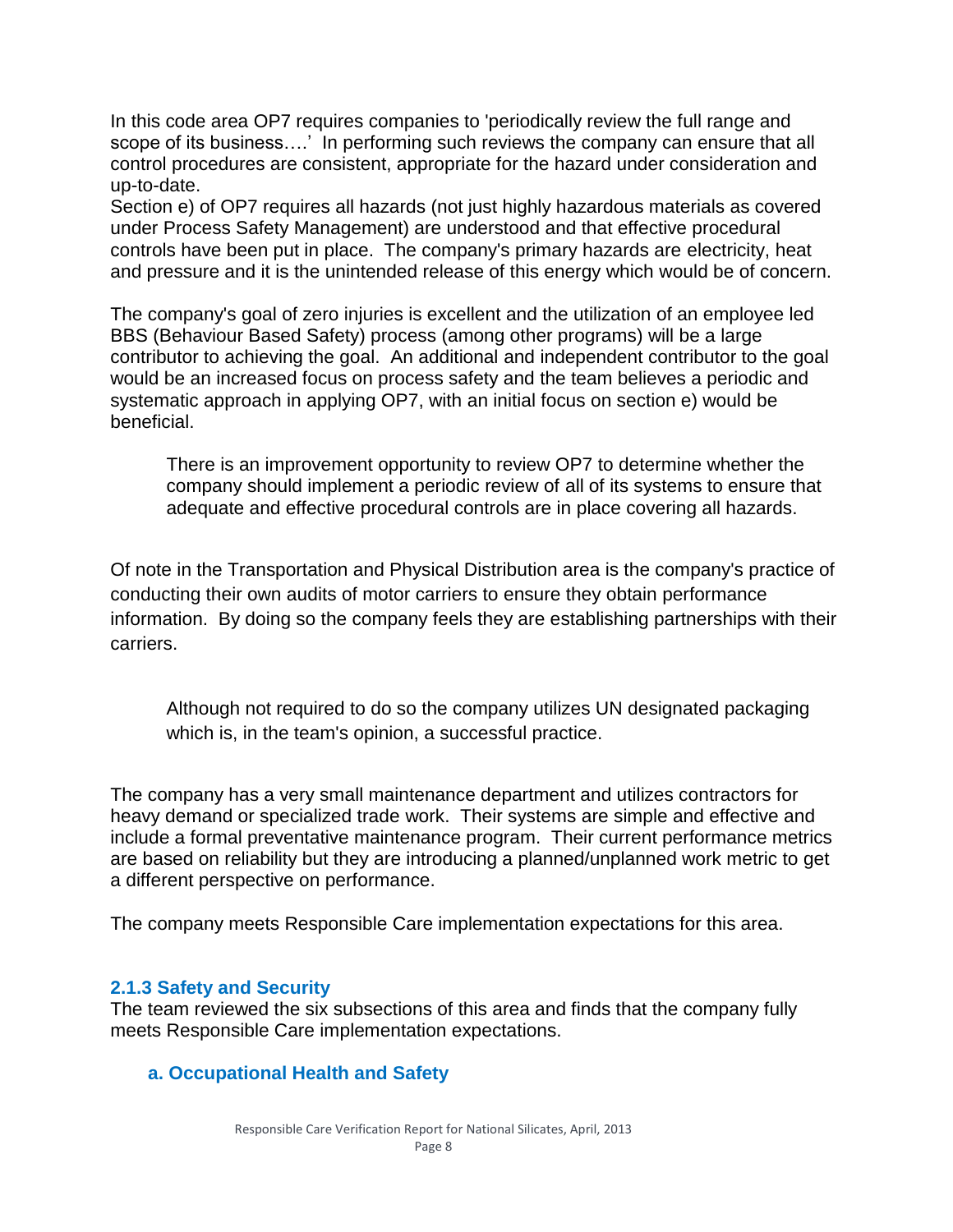In this code area OP7 requires companies to 'periodically review the full range and scope of its business….' In performing such reviews the company can ensure that all control procedures are consistent, appropriate for the hazard under consideration and up-to-date.

Section e) of OP7 requires all hazards (not just highly hazardous materials as covered under Process Safety Management) are understood and that effective procedural controls have been put in place. The company's primary hazards are electricity, heat and pressure and it is the unintended release of this energy which would be of concern.

The company's goal of zero injuries is excellent and the utilization of an employee led BBS (Behaviour Based Safety) process (among other programs) will be a large contributor to achieving the goal. An additional and independent contributor to the goal would be an increased focus on process safety and the team believes a periodic and systematic approach in applying OP7, with an initial focus on section e) would be beneficial.

> There is an improvement opportunity to review OP7 to determine whether the company should implement a periodic review of all of its systems to ensure that adequate and effective procedural controls are in place covering all hazards.

Of note in the Transportation and Physical Distribution area is the company's practice of conducting their own audits of motor carriers to ensure they obtain performance information. By doing so the company feels they are establishing partnerships with their carriers.

> Although not required to do so the company utilizes UN designated packaging which is, in the team's opinion, a successful practice.

The company has a very small maintenance department and utilizes contractors for heavy demand or specialized trade work. Their systems are simple and effective and include a formal preventative maintenance program. Their current performance metrics are based on reliability but they are introducing a planned/unplanned work metric to get a different perspective on performance.

The company meets Responsible Care implementation expectations for this area.

### 2.1.3 Safety and Security

The team reviewed the six subsections of this area and finds that the company fully meets Responsible Care implementation expectations.

#### a. Occupational Health and Safety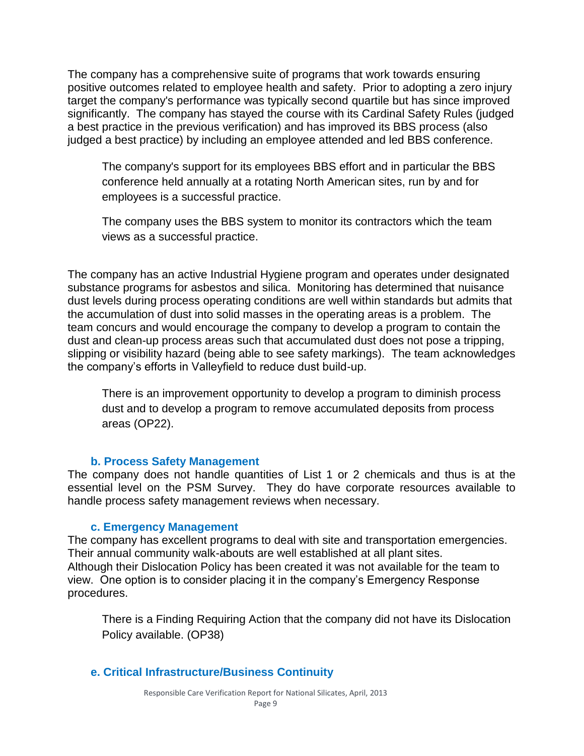The company has a comprehensive suite of programs that work towards ensuring positive outcomes related to employee health and safety. Prior to adopting a zero injury target the company's performance was typically second quartile but has since improved significantly. The company has stayed the course with its Cardinal Safety Rules (judged a best practice in the previous verification) and has improved its BBS process (also judged a best practice) by including an employee attended and led BBS conference.

> The company's support for its employees BBS effort and in particular the BBS conference held annually at a rotating North American sites, run by and for employees is a successful practice.
>
> The company uses the BBS system to monitor its contractors which the team views as a successful practice.

The company has an active Industrial Hygiene program and operates under designated substance programs for asbestos and silica. Monitoring has determined that nuisance dust levels during process operating conditions are well within standards but admits that the accumulation of dust into solid masses in the operating areas is a problem. The team concurs and would encourage the company to develop a program to contain the dust and clean-up process areas such that accumulated dust does not pose a tripping, slipping or visibility hazard (being able to see safety markings). The team acknowledges the company's efforts in Valleyfield to reduce dust build-up.

> There is an improvement opportunity to develop a program to diminish process dust and to develop a program to remove accumulated deposits from process areas (OP22).

### b. Process Safety Management

The company does not handle quantities of List 1 or 2 chemicals and thus is at the essential level on the PSM Survey. They do have corporate resources available to handle process safety management reviews when necessary.

### c. Emergency Management

The company has excellent programs to deal with site and transportation emergencies. Their annual community walk-abouts are well established at all plant sites. Although their Dislocation Policy has been created it was not available for the team to view. One option is to consider placing it in the company's Emergency Response procedures.

> There is a Finding Requiring Action that the company did not have its Dislocation Policy available. (OP38)

### e. Critical Infrastructure/Business Continuity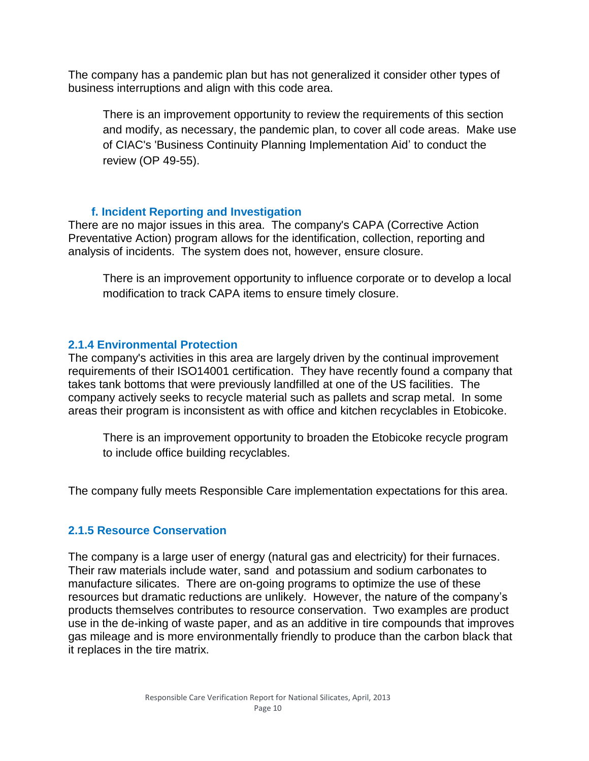The company has a pandemic plan but has not generalized it consider other types of business interruptions and align with this code area.

> There is an improvement opportunity to review the requirements of this section and modify, as necessary, the pandemic plan, to cover all code areas. Make use of CIAC's 'Business Continuity Planning Implementation Aid' to conduct the review (OP 49-55).

#### f. Incident Reporting and Investigation

There are no major issues in this area. The company's CAPA (Corrective Action Preventative Action) program allows for the identification, collection, reporting and analysis of incidents. The system does not, however, ensure closure.

> There is an improvement opportunity to influence corporate or to develop a local modification to track CAPA items to ensure timely closure.

### 2.1.4 Environmental Protection

The company's activities in this area are largely driven by the continual improvement requirements of their ISO14001 certification. They have recently found a company that takes tank bottoms that were previously landfilled at one of the US facilities. The company actively seeks to recycle material such as pallets and scrap metal. In some areas their program is inconsistent as with office and kitchen recyclables in Etobicoke.

> There is an improvement opportunity to broaden the Etobicoke recycle program to include office building recyclables.

The company fully meets Responsible Care implementation expectations for this area.

### 2.1.5 Resource Conservation

The company is a large user of energy (natural gas and electricity) for their furnaces. Their raw materials include water, sand and potassium and sodium carbonates to manufacture silicates. There are on-going programs to optimize the use of these resources but dramatic reductions are unlikely. However, the nature of the company's products themselves contributes to resource conservation. Two examples are product use in the de-inking of waste paper, and as an additive in tire compounds that improves gas mileage and is more environmentally friendly to produce than the carbon black that it replaces in the tire matrix.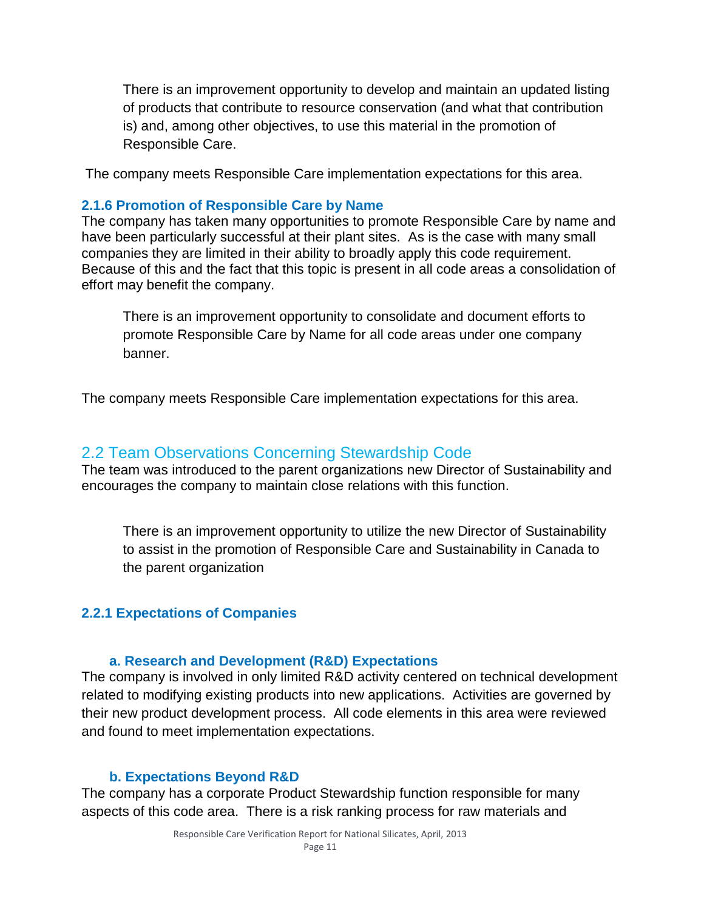There is an improvement opportunity to develop and maintain an updated listing of products that contribute to resource conservation (and what that contribution is) and, among other objectives, to use this material in the promotion of Responsible Care.

The company meets Responsible Care implementation expectations for this area.

### 2.1.6 Promotion of Responsible Care by Name

The company has taken many opportunities to promote Responsible Care by name and have been particularly successful at their plant sites. As is the case with many small companies they are limited in their ability to broadly apply this code requirement. Because of this and the fact that this topic is present in all code areas a consolidation of effort may benefit the company.

There is an improvement opportunity to consolidate and document efforts to promote Responsible Care by Name for all code areas under one company banner.

The company meets Responsible Care implementation expectations for this area.

## 2.2 Team Observations Concerning Stewardship Code

The team was introduced to the parent organizations new Director of Sustainability and encourages the company to maintain close relations with this function.

There is an improvement opportunity to utilize the new Director of Sustainability to assist in the promotion of Responsible Care and Sustainability in Canada to the parent organization

### 2.2.1 Expectations of Companies

#### a. Research and Development (R&D) Expectations

The company is involved in only limited R&D activity centered on technical development related to modifying existing products into new applications. Activities are governed by their new product development process. All code elements in this area were reviewed and found to meet implementation expectations.

#### b. Expectations Beyond R&D

The company has a corporate Product Stewardship function responsible for many aspects of this code area. There is a risk ranking process for raw materials and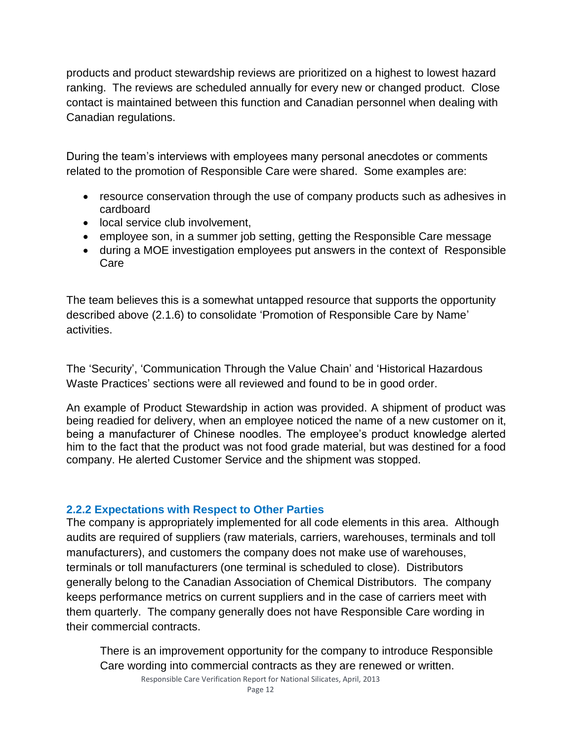products and product stewardship reviews are prioritized on a highest to lowest hazard ranking. The reviews are scheduled annually for every new or changed product. Close contact is maintained between this function and Canadian personnel when dealing with Canadian regulations.

During the team's interviews with employees many personal anecdotes or comments related to the promotion of Responsible Care were shared. Some examples are:

- resource conservation through the use of company products such as adhesives in cardboard
- local service club involvement,
- employee son, in a summer job setting, getting the Responsible Care message
- during a MOE investigation employees put answers in the context of Responsible Care

The team believes this is a somewhat untapped resource that supports the opportunity described above (2.1.6) to consolidate 'Promotion of Responsible Care by Name' activities.

The 'Security', 'Communication Through the Value Chain' and 'Historical Hazardous Waste Practices' sections were all reviewed and found to be in good order.

An example of Product Stewardship in action was provided. A shipment of product was being readied for delivery, when an employee noticed the name of a new customer on it, being a manufacturer of Chinese noodles. The employee's product knowledge alerted him to the fact that the product was not food grade material, but was destined for a food company. He alerted Customer Service and the shipment was stopped.

### 2.2.2 Expectations with Respect to Other Parties

The company is appropriately implemented for all code elements in this area. Although audits are required of suppliers (raw materials, carriers, warehouses, terminals and toll manufacturers), and customers the company does not make use of warehouses, terminals or toll manufacturers (one terminal is scheduled to close). Distributors generally belong to the Canadian Association of Chemical Distributors. The company keeps performance metrics on current suppliers and in the case of carriers meet with them quarterly. The company generally does not have Responsible Care wording in their commercial contracts.

> There is an improvement opportunity for the company to introduce Responsible Care wording into commercial contracts as they are renewed or written.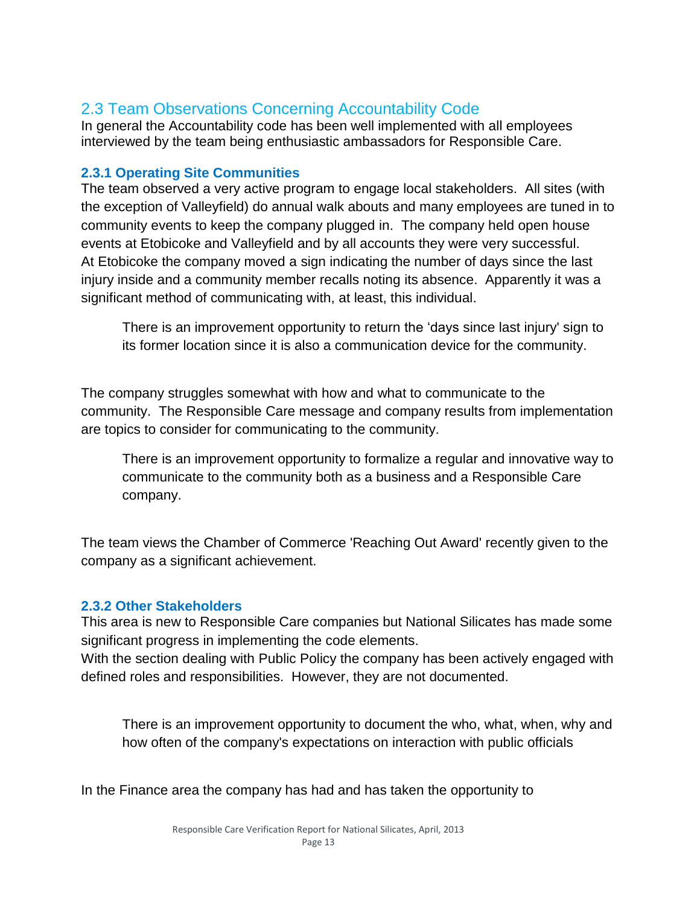## 2.3 Team Observations Concerning Accountability Code

In general the Accountability code has been well implemented with all employees interviewed by the team being enthusiastic ambassadors for Responsible Care.

### 2.3.1 Operating Site Communities

The team observed a very active program to engage local stakeholders. All sites (with the exception of Valleyfield) do annual walk abouts and many employees are tuned in to community events to keep the company plugged in. The company held open house events at Etobicoke and Valleyfield and by all accounts they were very successful. At Etobicoke the company moved a sign indicating the number of days since the last injury inside and a community member recalls noting its absence. Apparently it was a significant method of communicating with, at least, this individual.

> There is an improvement opportunity to return the 'days since last injury' sign to its former location since it is also a communication device for the community.

The company struggles somewhat with how and what to communicate to the community. The Responsible Care message and company results from implementation are topics to consider for communicating to the community.

> There is an improvement opportunity to formalize a regular and innovative way to communicate to the community both as a business and a Responsible Care company.

The team views the Chamber of Commerce 'Reaching Out Award' recently given to the company as a significant achievement.

### 2.3.2 Other Stakeholders

This area is new to Responsible Care companies but National Silicates has made some significant progress in implementing the code elements.
With the section dealing with Public Policy the company has been actively engaged with defined roles and responsibilities. However, they are not documented.

> There is an improvement opportunity to document the who, what, when, why and how often of the company's expectations on interaction with public officials

In the Finance area the company has had and has taken the opportunity to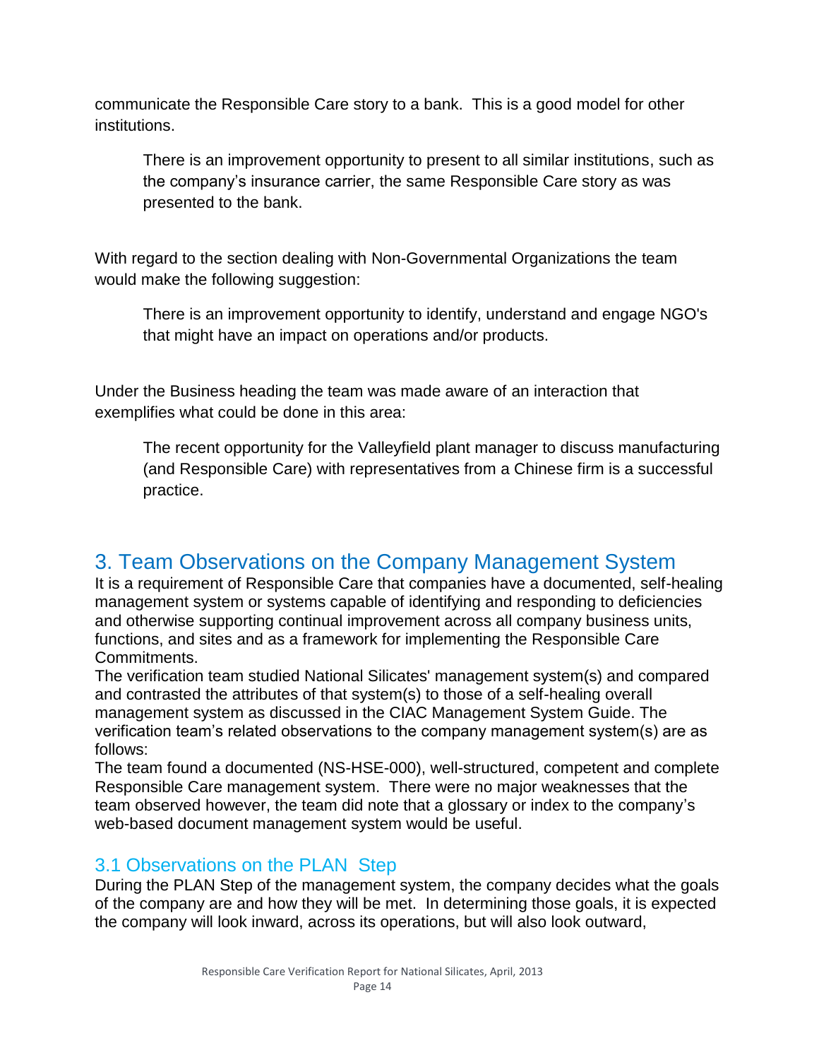communicate the Responsible Care story to a bank. This is a good model for other institutions.

> There is an improvement opportunity to present to all similar institutions, such as the company's insurance carrier, the same Responsible Care story as was presented to the bank.

With regard to the section dealing with Non-Governmental Organizations the team would make the following suggestion:

> There is an improvement opportunity to identify, understand and engage NGO's that might have an impact on operations and/or products.

Under the Business heading the team was made aware of an interaction that exemplifies what could be done in this area:

> The recent opportunity for the Valleyfield plant manager to discuss manufacturing (and Responsible Care) with representatives from a Chinese firm is a successful practice.

## 3. Team Observations on the Company Management System

It is a requirement of Responsible Care that companies have a documented, self-healing management system or systems capable of identifying and responding to deficiencies and otherwise supporting continual improvement across all company business units, functions, and sites and as a framework for implementing the Responsible Care Commitments.

The verification team studied National Silicates' management system(s) and compared and contrasted the attributes of that system(s) to those of a self-healing overall management system as discussed in the CIAC Management System Guide. The verification team's related observations to the company management system(s) are as follows:

The team found a documented (NS-HSE-000), well-structured, competent and complete Responsible Care management system. There were no major weaknesses that the team observed however, the team did note that a glossary or index to the company's web-based document management system would be useful.

### 3.1 Observations on the PLAN Step

During the PLAN Step of the management system, the company decides what the goals of the company are and how they will be met. In determining those goals, it is expected the company will look inward, across its operations, but will also look outward,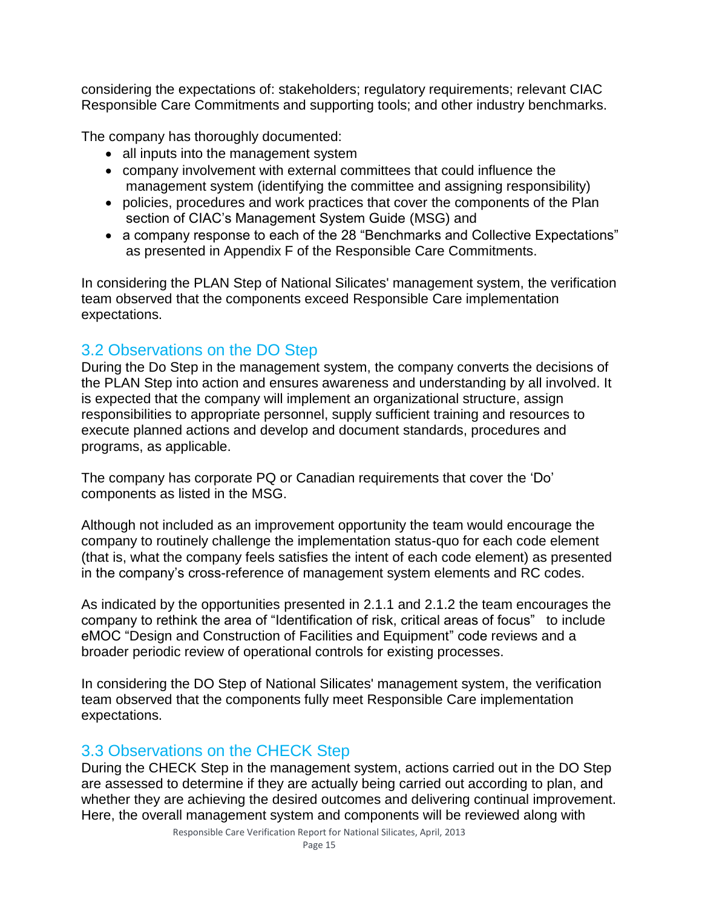considering the expectations of: stakeholders; regulatory requirements; relevant CIAC Responsible Care Commitments and supporting tools; and other industry benchmarks.

The company has thoroughly documented:

- all inputs into the management system
- company involvement with external committees that could influence the management system (identifying the committee and assigning responsibility)
- policies, procedures and work practices that cover the components of the Plan section of CIAC's Management System Guide (MSG) and
- a company response to each of the 28 "Benchmarks and Collective Expectations" as presented in Appendix F of the Responsible Care Commitments.

In considering the PLAN Step of National Silicates' management system, the verification team observed that the components exceed Responsible Care implementation expectations.

## 3.2 Observations on the DO Step

During the Do Step in the management system, the company converts the decisions of the PLAN Step into action and ensures awareness and understanding by all involved. It is expected that the company will implement an organizational structure, assign responsibilities to appropriate personnel, supply sufficient training and resources to execute planned actions and develop and document standards, procedures and programs, as applicable.

The company has corporate PQ or Canadian requirements that cover the 'Do' components as listed in the MSG.

Although not included as an improvement opportunity the team would encourage the company to routinely challenge the implementation status-quo for each code element (that is, what the company feels satisfies the intent of each code element) as presented in the company's cross-reference of management system elements and RC codes.

As indicated by the opportunities presented in 2.1.1 and 2.1.2 the team encourages the company to rethink the area of "Identification of risk, critical areas of focus" to include eMOC "Design and Construction of Facilities and Equipment" code reviews and a broader periodic review of operational controls for existing processes.

In considering the DO Step of National Silicates' management system, the verification team observed that the components fully meet Responsible Care implementation expectations.

## 3.3 Observations on the CHECK Step

During the CHECK Step in the management system, actions carried out in the DO Step are assessed to determine if they are actually being carried out according to plan, and whether they are achieving the desired outcomes and delivering continual improvement. Here, the overall management system and components will be reviewed along with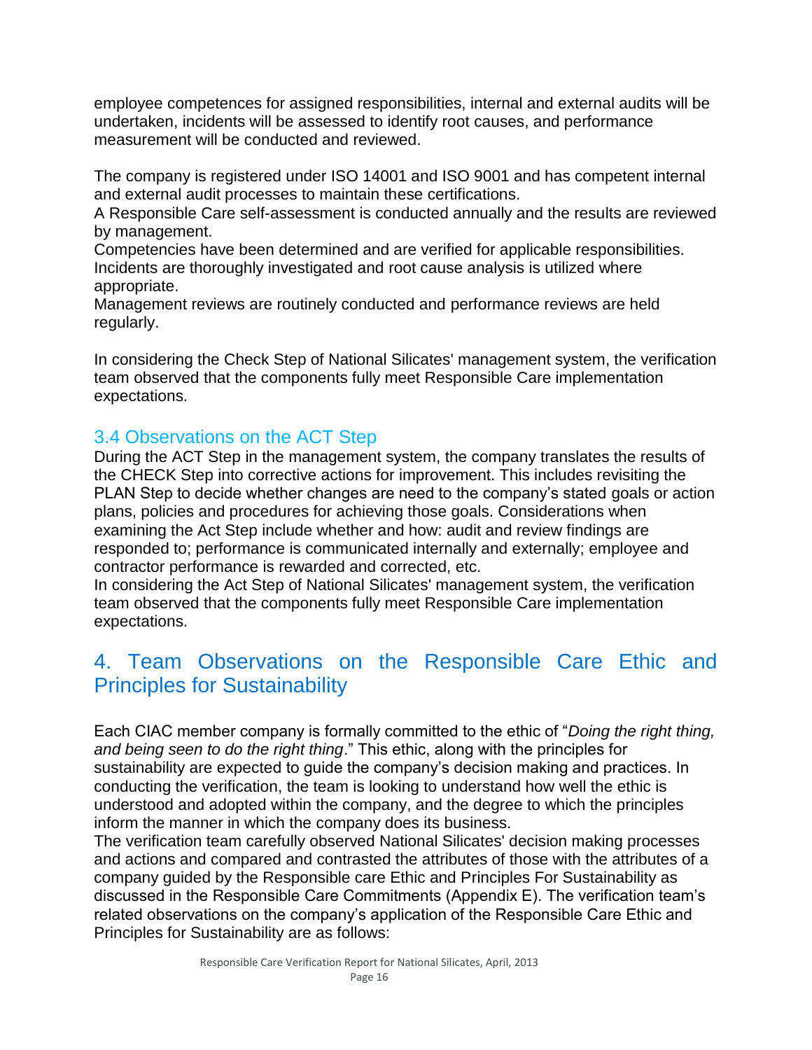employee competences for assigned responsibilities, internal and external audits will be undertaken, incidents will be assessed to identify root causes, and performance measurement will be conducted and reviewed.

The company is registered under ISO 14001 and ISO 9001 and has competent internal and external audit processes to maintain these certifications.
A Responsible Care self-assessment is conducted annually and the results are reviewed by management.
Competencies have been determined and are verified for applicable responsibilities.
Incidents are thoroughly investigated and root cause analysis is utilized where appropriate.
Management reviews are routinely conducted and performance reviews are held regularly.

In considering the Check Step of National Silicates' management system, the verification team observed that the components fully meet Responsible Care implementation expectations.

### 3.4 Observations on the ACT Step

During the ACT Step in the management system, the company translates the results of the CHECK Step into corrective actions for improvement. This includes revisiting the PLAN Step to decide whether changes are need to the company's stated goals or action plans, policies and procedures for achieving those goals. Considerations when examining the Act Step include whether and how: audit and review findings are responded to; performance is communicated internally and externally; employee and contractor performance is rewarded and corrected, etc.
In considering the Act Step of National Silicates' management system, the verification team observed that the components fully meet Responsible Care implementation expectations.

## 4. Team Observations on the Responsible Care Ethic and Principles for Sustainability

Each CIAC member company is formally committed to the ethic of "*Doing the right thing, and being seen to do the right thing*." This ethic, along with the principles for sustainability are expected to guide the company's decision making and practices. In conducting the verification, the team is looking to understand how well the ethic is understood and adopted within the company, and the degree to which the principles inform the manner in which the company does its business.
The verification team carefully observed National Silicates' decision making processes and actions and compared and contrasted the attributes of those with the attributes of a company guided by the Responsible care Ethic and Principles For Sustainability as discussed in the Responsible Care Commitments (Appendix E). The verification team's related observations on the company's application of the Responsible Care Ethic and Principles for Sustainability are as follows: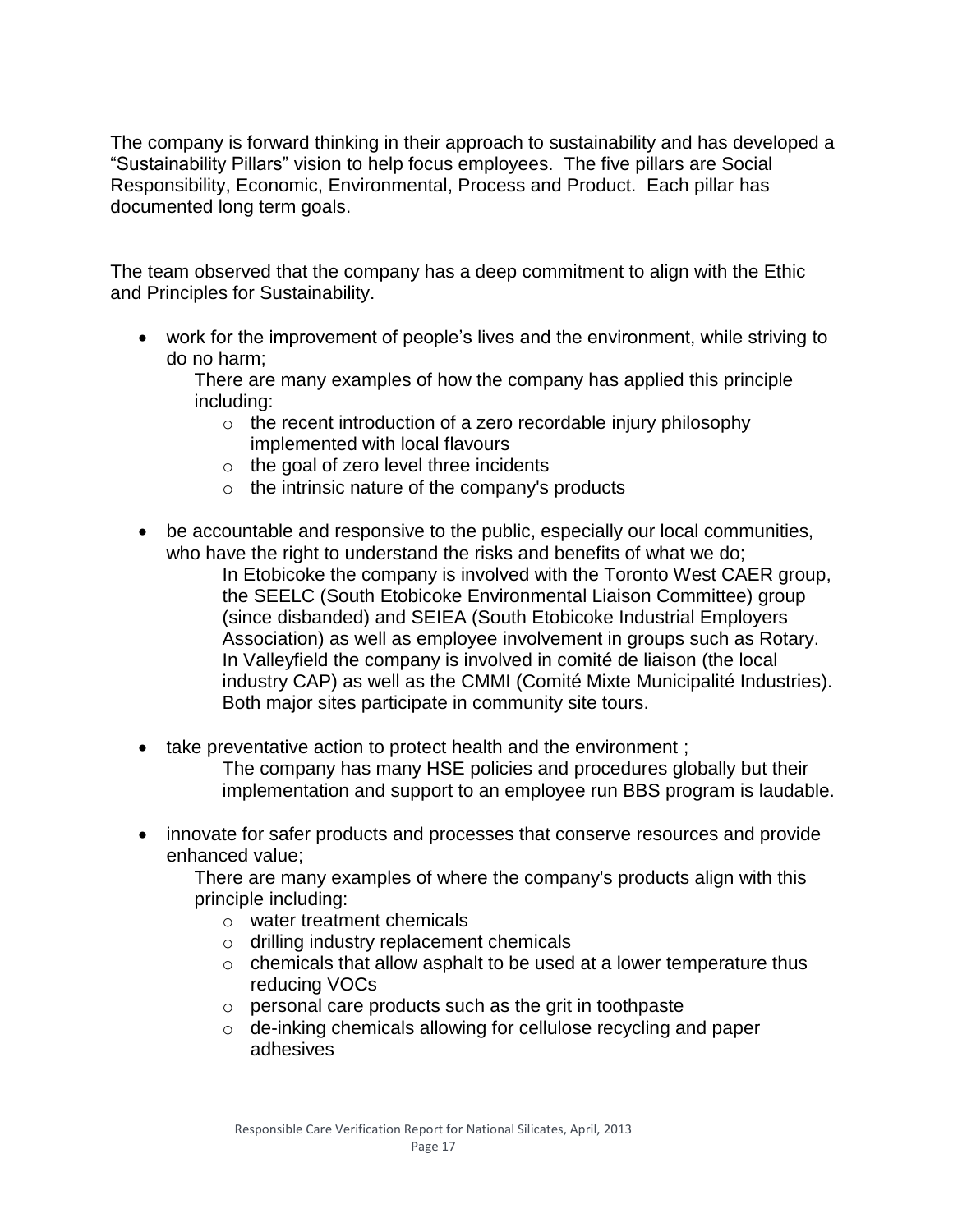The company is forward thinking in their approach to sustainability and has developed a "Sustainability Pillars" vision to help focus employees. The five pillars are Social Responsibility, Economic, Environmental, Process and Product. Each pillar has documented long term goals.

The team observed that the company has a deep commitment to align with the Ethic and Principles for Sustainability.

- work for the improvement of people's lives and the environment, while striving to do no harm;

  There are many examples of how the company has applied this principle including:
  - the recent introduction of a zero recordable injury philosophy implemented with local flavours
  - the goal of zero level three incidents
  - the intrinsic nature of the company's products

- be accountable and responsive to the public, especially our local communities, who have the right to understand the risks and benefits of what we do;

  In Etobicoke the company is involved with the Toronto West CAER group, the SEELC (South Etobicoke Environmental Liaison Committee) group (since disbanded) and SEIEA (South Etobicoke Industrial Employers Association) as well as employee involvement in groups such as Rotary. In Valleyfield the company is involved in comité de liaison (the local industry CAP) as well as the CMMI (Comité Mixte Municipalité Industries). Both major sites participate in community site tours.

- take preventative action to protect health and the environment ;

  The company has many HSE policies and procedures globally but their implementation and support to an employee run BBS program is laudable.

- innovate for safer products and processes that conserve resources and provide enhanced value;

  There are many examples of where the company's products align with this principle including:
  - water treatment chemicals
  - drilling industry replacement chemicals
  - chemicals that allow asphalt to be used at a lower temperature thus reducing VOCs
  - personal care products such as the grit in toothpaste
  - de-inking chemicals allowing for cellulose recycling and paper adhesives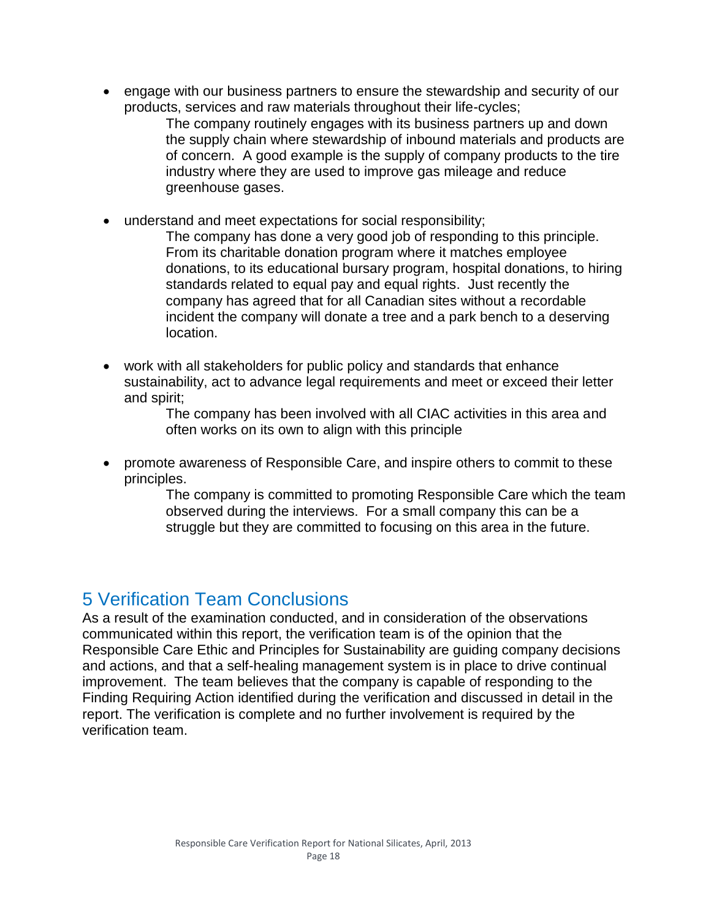- engage with our business partners to ensure the stewardship and security of our products, services and raw materials throughout their life-cycles;

  The company routinely engages with its business partners up and down the supply chain where stewardship of inbound materials and products are of concern. A good example is the supply of company products to the tire industry where they are used to improve gas mileage and reduce greenhouse gases.

- understand and meet expectations for social responsibility;

  The company has done a very good job of responding to this principle. From its charitable donation program where it matches employee donations, to its educational bursary program, hospital donations, to hiring standards related to equal pay and equal rights. Just recently the company has agreed that for all Canadian sites without a recordable incident the company will donate a tree and a park bench to a deserving location.

- work with all stakeholders for public policy and standards that enhance sustainability, act to advance legal requirements and meet or exceed their letter and spirit;

  The company has been involved with all CIAC activities in this area and often works on its own to align with this principle

- promote awareness of Responsible Care, and inspire others to commit to these principles.

  The company is committed to promoting Responsible Care which the team observed during the interviews. For a small company this can be a struggle but they are committed to focusing on this area in the future.

## 5 Verification Team Conclusions

As a result of the examination conducted, and in consideration of the observations communicated within this report, the verification team is of the opinion that the Responsible Care Ethic and Principles for Sustainability are guiding company decisions and actions, and that a self-healing management system is in place to drive continual improvement. The team believes that the company is capable of responding to the Finding Requiring Action identified during the verification and discussed in detail in the report. The verification is complete and no further involvement is required by the verification team.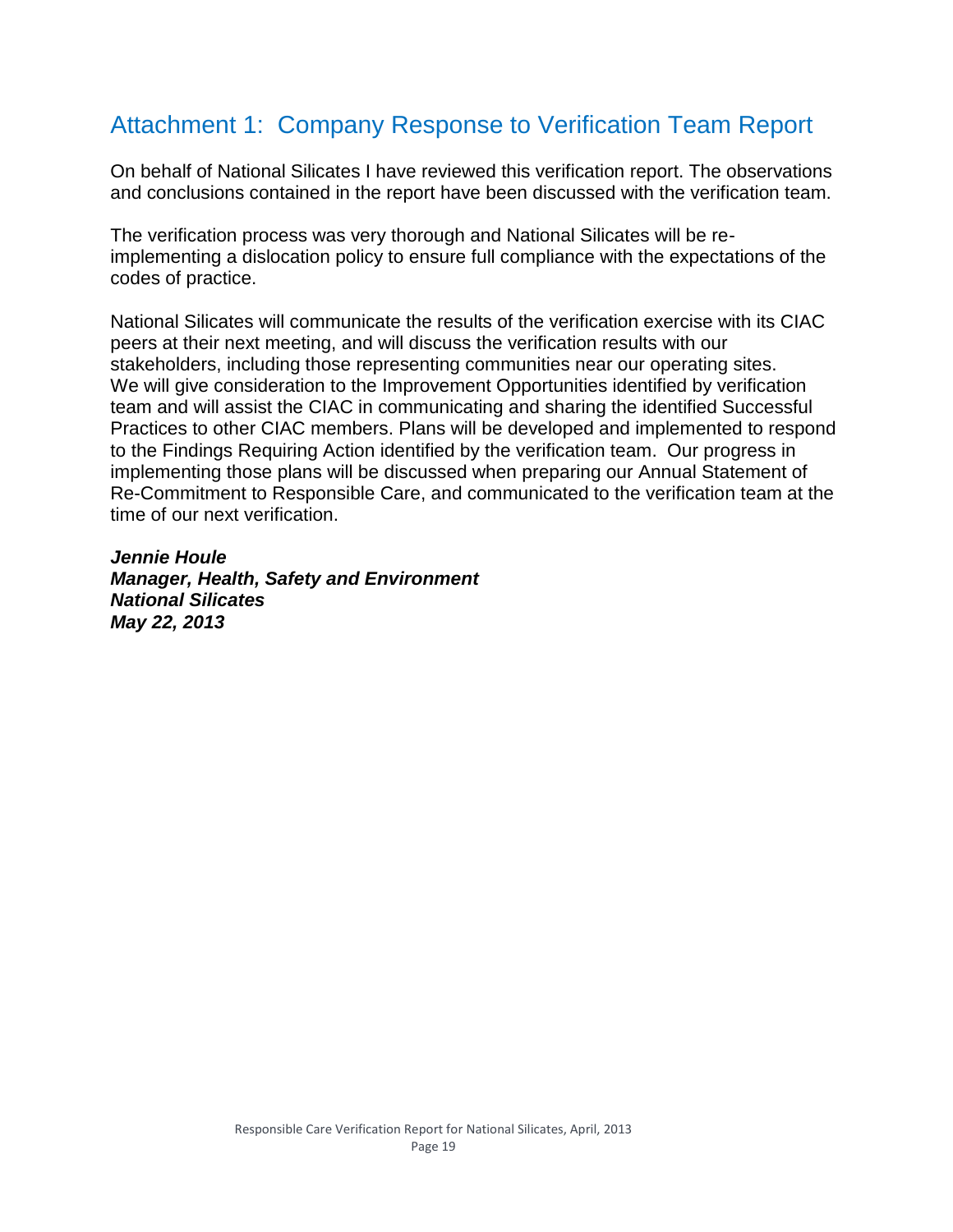# Attachment 1: Company Response to Verification Team Report

On behalf of National Silicates I have reviewed this verification report. The observations and conclusions contained in the report have been discussed with the verification team.

The verification process was very thorough and National Silicates will be re-implementing a dislocation policy to ensure full compliance with the expectations of the codes of practice.

National Silicates will communicate the results of the verification exercise with its CIAC peers at their next meeting, and will discuss the verification results with our stakeholders, including those representing communities near our operating sites. We will give consideration to the Improvement Opportunities identified by verification team and will assist the CIAC in communicating and sharing the identified Successful Practices to other CIAC members. Plans will be developed and implemented to respond to the Findings Requiring Action identified by the verification team. Our progress in implementing those plans will be discussed when preparing our Annual Statement of Re-Commitment to Responsible Care, and communicated to the verification team at the time of our next verification.

***Jennie Houle***
***Manager, Health, Safety and Environment***
***National Silicates***
***May 22, 2013***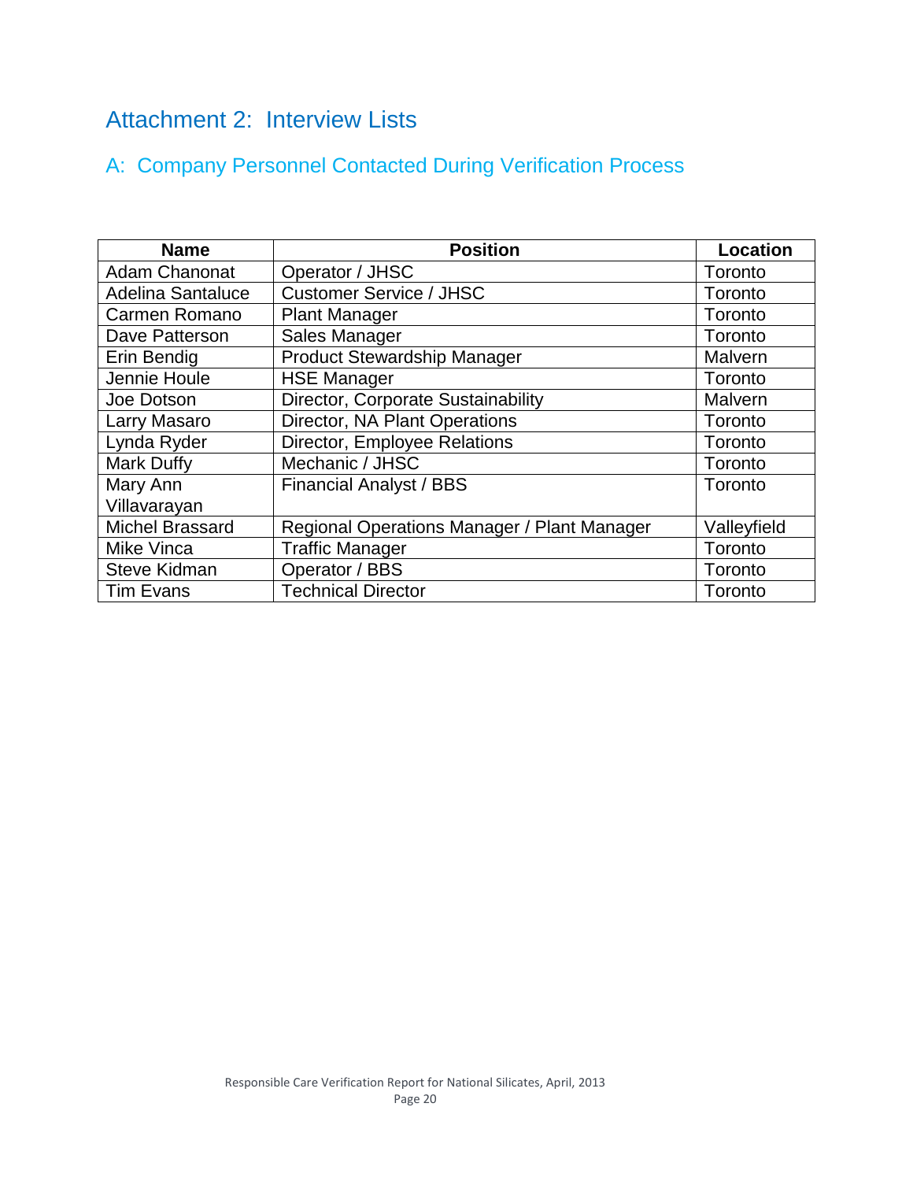# Attachment 2: Interview Lists

## A: Company Personnel Contacted During Verification Process

| Name | Position | Location |
|---|---|---|
| Adam Chanonat | Operator / JHSC | Toronto |
| Adelina Santaluce | Customer Service / JHSC | Toronto |
| Carmen Romano | Plant Manager | Toronto |
| Dave Patterson | Sales Manager | Toronto |
| Erin Bendig | Product Stewardship Manager | Malvern |
| Jennie Houle | HSE Manager | Toronto |
| Joe Dotson | Director, Corporate Sustainability | Malvern |
| Larry Masaro | Director, NA Plant Operations | Toronto |
| Lynda Ryder | Director, Employee Relations | Toronto |
| Mark Duffy | Mechanic / JHSC | Toronto |
| Mary Ann Villavarayan | Financial Analyst / BBS | Toronto |
| Michel Brassard | Regional Operations Manager / Plant Manager | Valleyfield |
| Mike Vinca | Traffic Manager | Toronto |
| Steve Kidman | Operator / BBS | Toronto |
| Tim Evans | Technical Director | Toronto |